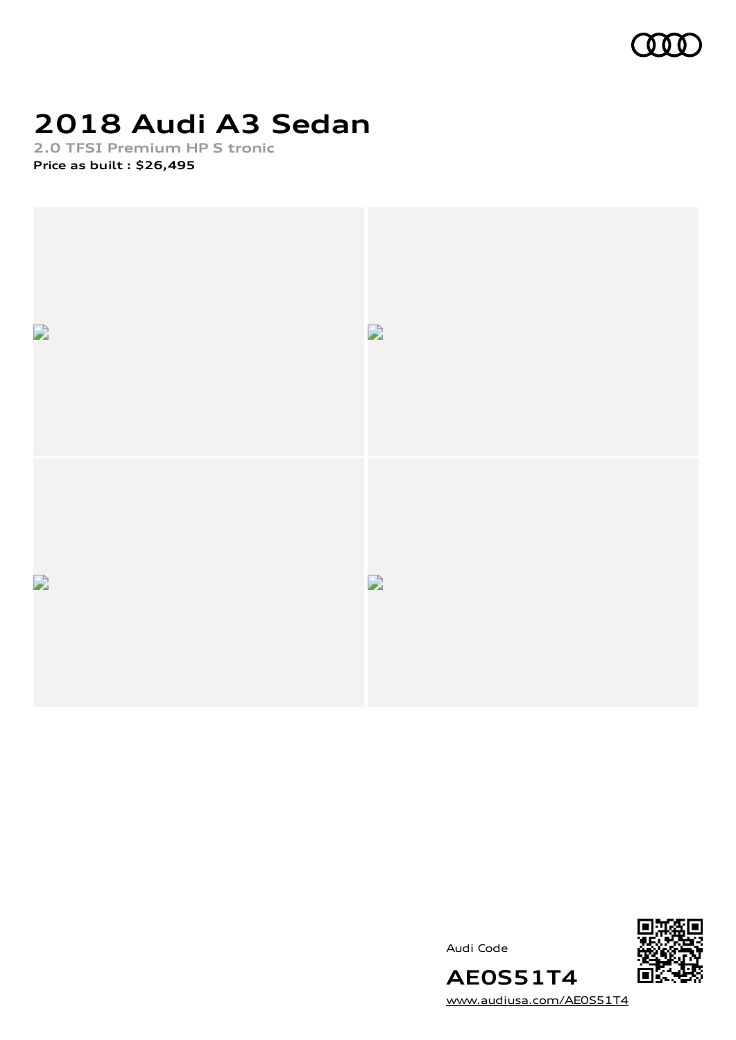# 2018 Audi A3 Sedan

2.0 TFSI Premium HP S tronic

**Price as built : $26,495**

Audi Code

**AE0S51T4**

www.audiusa.com/AE0S51T4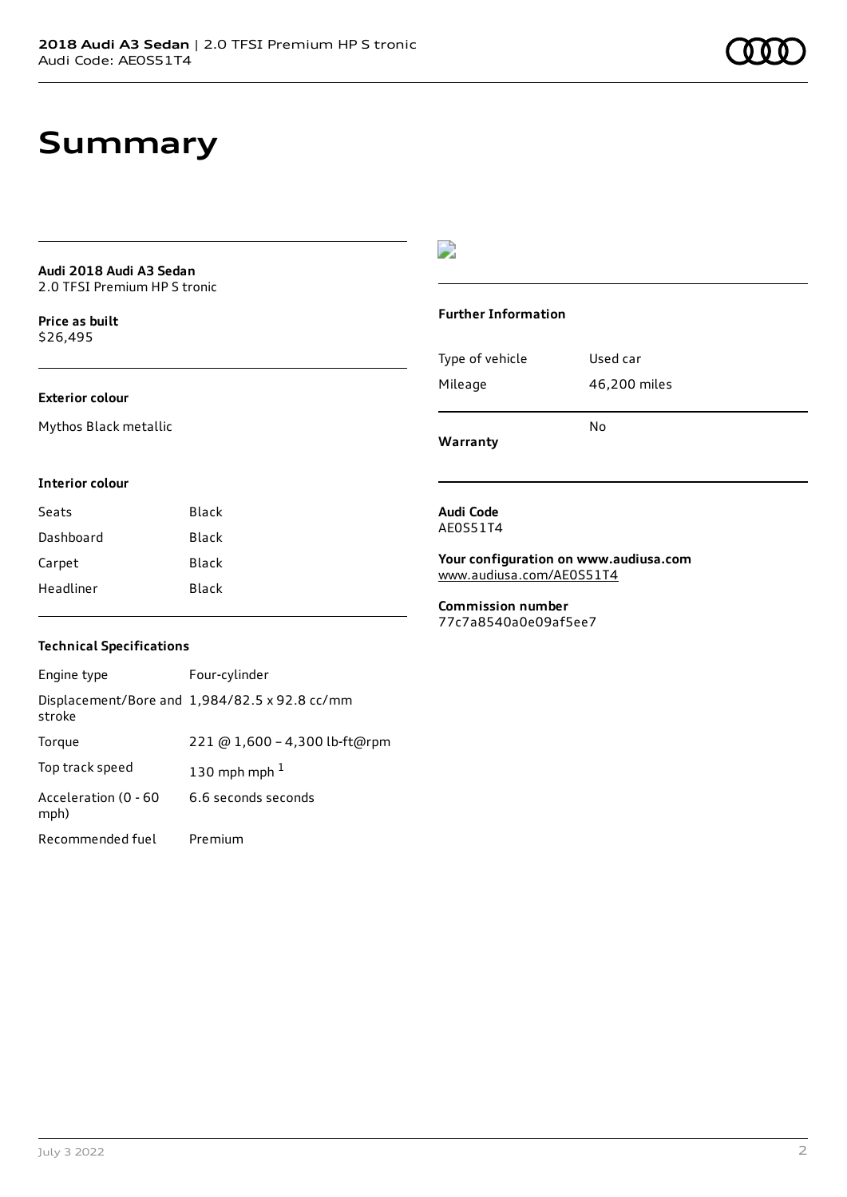# Summary

**Audi 2018 Audi A3 Sedan**
2.0 TFSI Premium HP S tronic

**Price as built**
$26,495

### Exterior colour

Mythos Black metallic

### Interior colour

| | |
|---|---|
| Seats | Black |
| Dashboard | Black |
| Carpet | Black |
| Headliner | Black |

### Technical Specifications

| | |
|---|---|
| Engine type | Four-cylinder |
| Displacement/Bore and stroke | 1,984/82.5 x 92.8 cc/mm |
| Torque | 221 @ 1,600 – 4,300 lb-ft@rpm |
| Top track speed | 130 mph mph [1] |
| Acceleration (0 - 60 mph) | 6.6 seconds seconds |
| Recommended fuel | Premium |

### Further Information

| | |
|---|---|
| Type of vehicle | Used car |
| Mileage | 46,200 miles |
| **Warranty** | No |

**Audi Code**
AE0S51T4

**Your configuration on www.audiusa.com**
www.audiusa.com/AE0S51T4

**Commission number**
77c7a8540a0e09af5ee7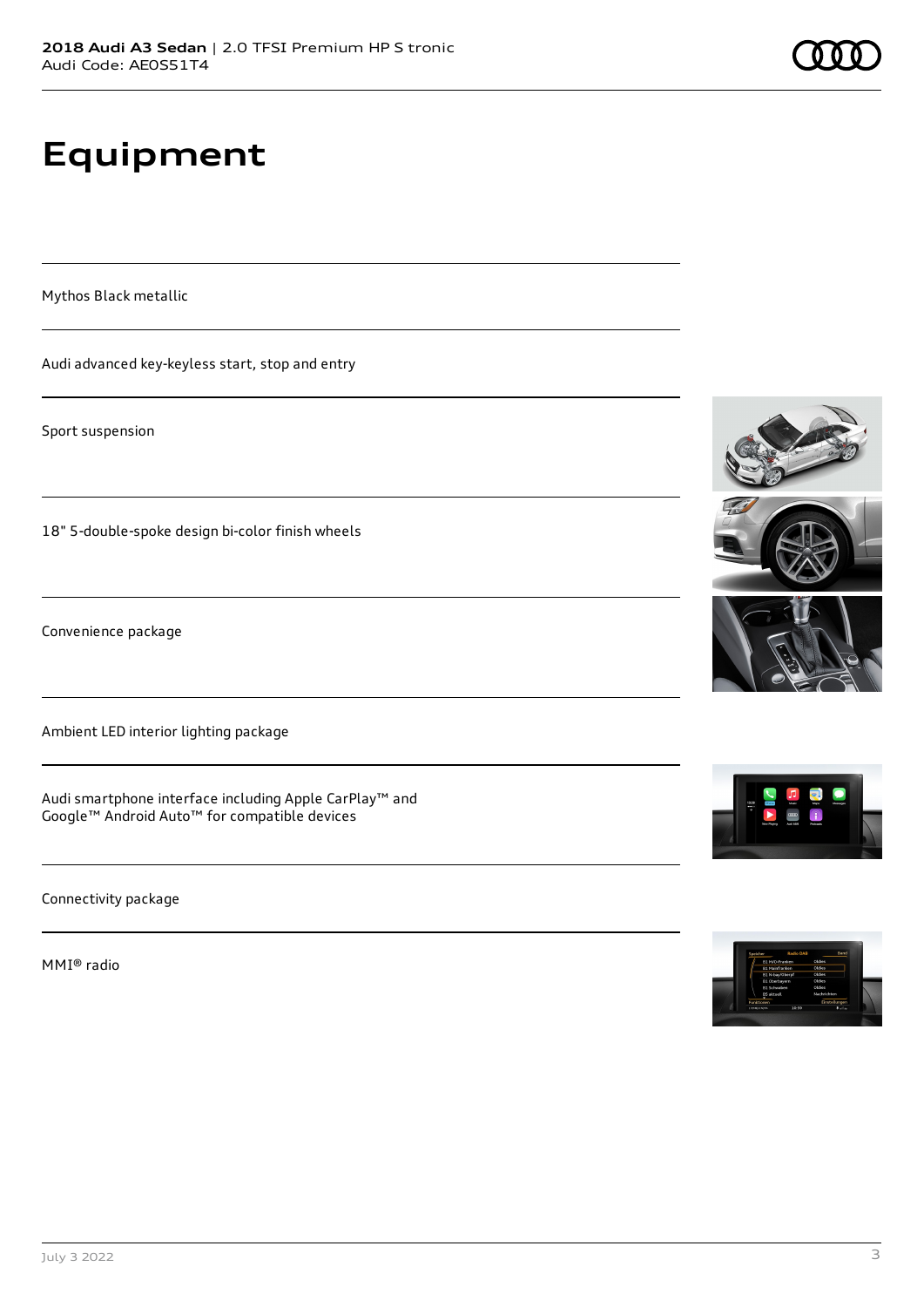# Equipment

Mythos Black metallic

Audi advanced key-keyless start, stop and entry

Sport suspension

18" 5-double-spoke design bi-color finish wheels

Convenience package

Ambient LED interior lighting package

Audi smartphone interface including Apple CarPlay™ and Google™ Android Auto™ for compatible devices

Connectivity package

MMI® radio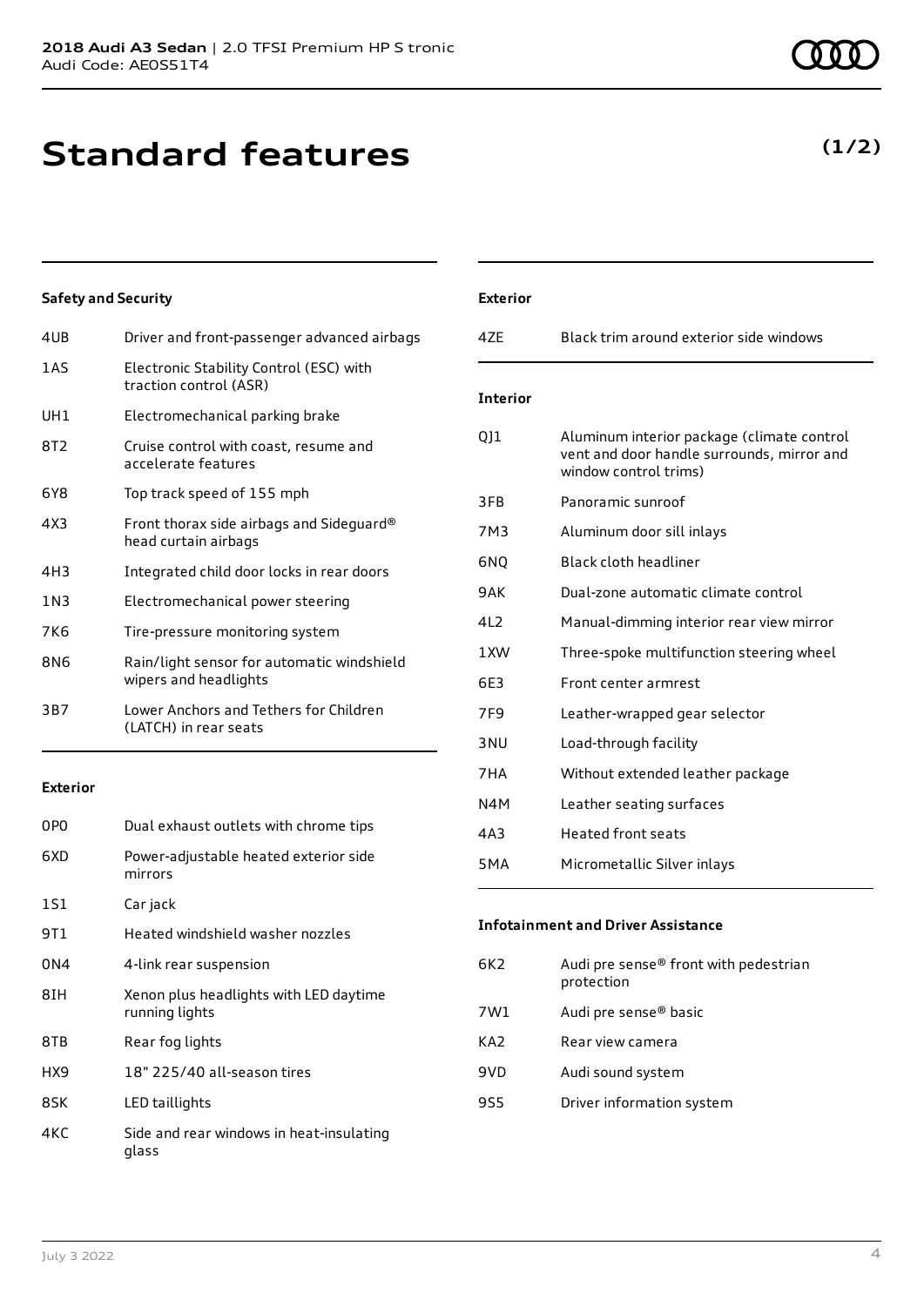# Standard features

**(1/2)**

### Safety and Security

| | |
|---|---|
| 4UB | Driver and front-passenger advanced airbags |
| 1AS | Electronic Stability Control (ESC) with traction control (ASR) |
| UH1 | Electromechanical parking brake |
| 8T2 | Cruise control with coast, resume and accelerate features |
| 6Y8 | Top track speed of 155 mph |
| 4X3 | Front thorax side airbags and Sideguard® head curtain airbags |
| 4H3 | Integrated child door locks in rear doors |
| 1N3 | Electromechanical power steering |
| 7K6 | Tire-pressure monitoring system |
| 8N6 | Rain/light sensor for automatic windshield wipers and headlights |
| 3B7 | Lower Anchors and Tethers for Children (LATCH) in rear seats |

### Exterior

| | |
|---|---|
| 0P0 | Dual exhaust outlets with chrome tips |
| 6XD | Power-adjustable heated exterior side mirrors |
| 1S1 | Car jack |
| 9T1 | Heated windshield washer nozzles |
| 0N4 | 4-link rear suspension |
| 8IH | Xenon plus headlights with LED daytime running lights |
| 8TB | Rear fog lights |
| HX9 | 18" 225/40 all-season tires |
| 8SK | LED taillights |
| 4KC | Side and rear windows in heat-insulating glass |

### Exterior

| | |
|---|---|
| 4ZE | Black trim around exterior side windows |

### Interior

| | |
|---|---|
| QJ1 | Aluminum interior package (climate control vent and door handle surrounds, mirror and window control trims) |
| 3FB | Panoramic sunroof |
| 7M3 | Aluminum door sill inlays |
| 6NQ | Black cloth headliner |
| 9AK | Dual-zone automatic climate control |
| 4L2 | Manual-dimming interior rear view mirror |
| 1XW | Three-spoke multifunction steering wheel |
| 6E3 | Front center armrest |
| 7F9 | Leather-wrapped gear selector |
| 3NU | Load-through facility |
| 7HA | Without extended leather package |
| N4M | Leather seating surfaces |
| 4A3 | Heated front seats |
| 5MA | Micrometallic Silver inlays |

### Infotainment and Driver Assistance

| | |
|---|---|
| 6K2 | Audi pre sense® front with pedestrian protection |
| 7W1 | Audi pre sense® basic |
| KA2 | Rear view camera |
| 9VD | Audi sound system |
| 9S5 | Driver information system |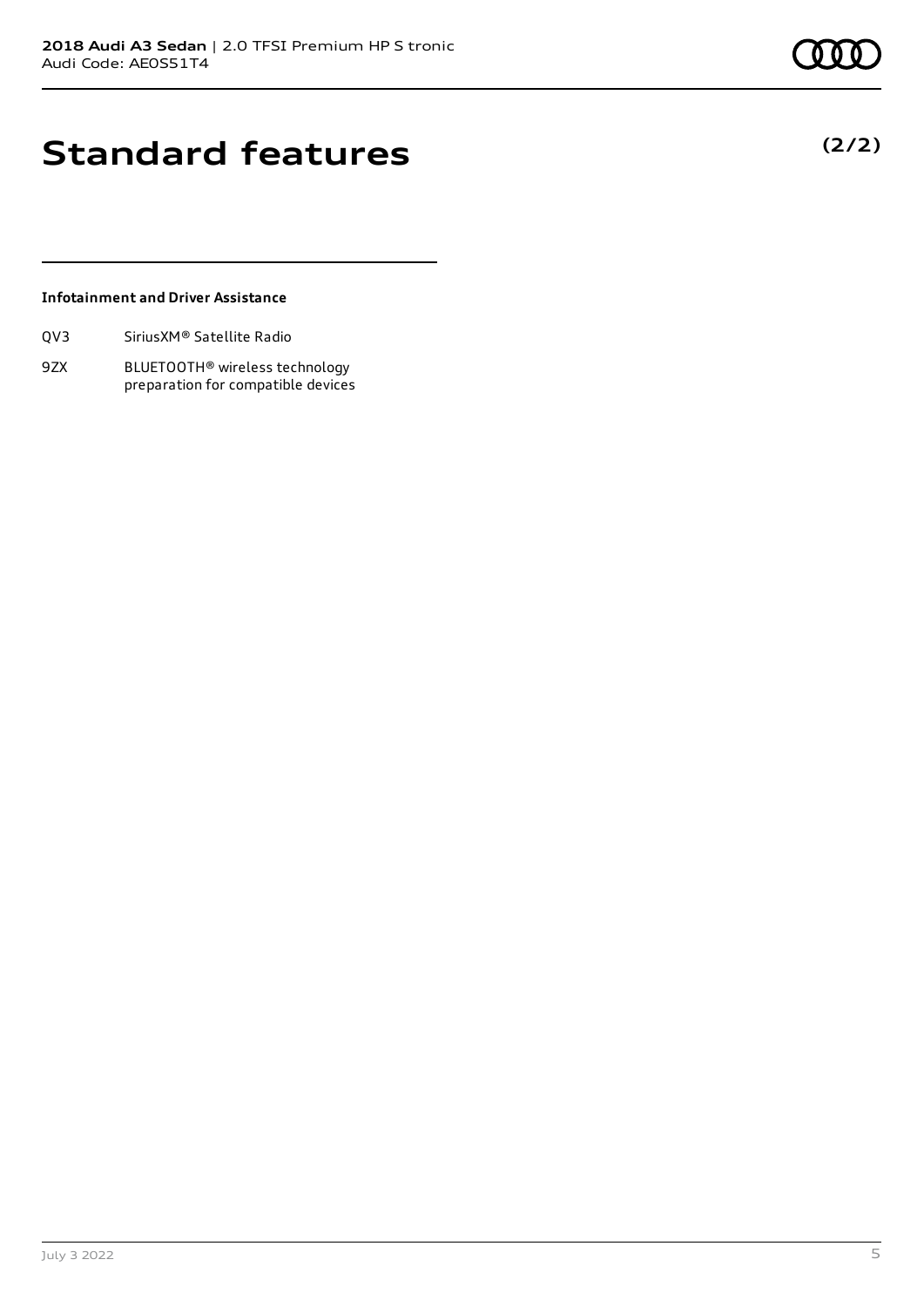# Standard features

**(2/2)**

### Infotainment and Driver Assistance

| | |
|---|---|
| QV3 | SiriusXM® Satellite Radio |
| 9ZX | BLUETOOTH® wireless technology preparation for compatible devices |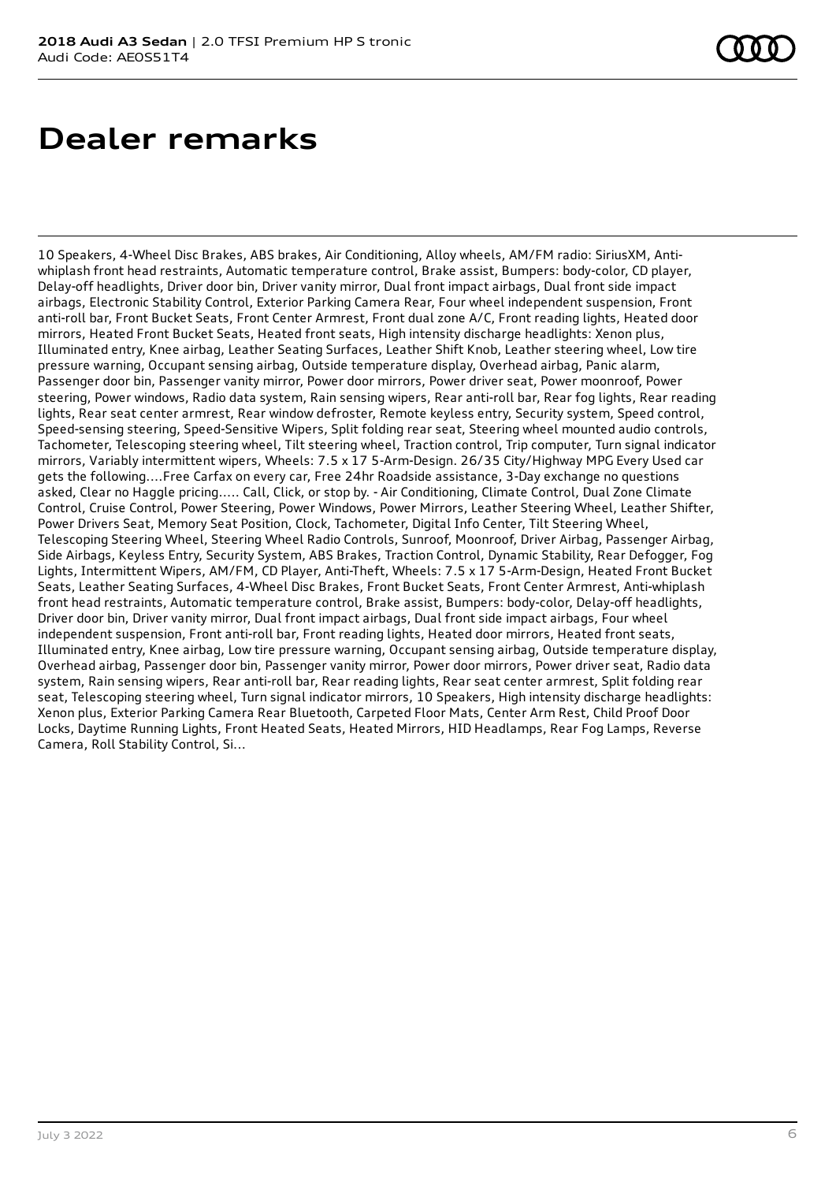# Dealer remarks

10 Speakers, 4-Wheel Disc Brakes, ABS brakes, Air Conditioning, Alloy wheels, AM/FM radio: SiriusXM, Anti-whiplash front head restraints, Automatic temperature control, Brake assist, Bumpers: body-color, CD player, Delay-off headlights, Driver door bin, Driver vanity mirror, Dual front impact airbags, Dual front side impact airbags, Electronic Stability Control, Exterior Parking Camera Rear, Four wheel independent suspension, Front anti-roll bar, Front Bucket Seats, Front Center Armrest, Front dual zone A/C, Front reading lights, Heated door mirrors, Heated Front Bucket Seats, Heated front seats, High intensity discharge headlights: Xenon plus, Illuminated entry, Knee airbag, Leather Seating Surfaces, Leather Shift Knob, Leather steering wheel, Low tire pressure warning, Occupant sensing airbag, Outside temperature display, Overhead airbag, Panic alarm, Passenger door bin, Passenger vanity mirror, Power door mirrors, Power driver seat, Power moonroof, Power steering, Power windows, Radio data system, Rain sensing wipers, Rear anti-roll bar, Rear fog lights, Rear reading lights, Rear seat center armrest, Rear window defroster, Remote keyless entry, Security system, Speed control, Speed-sensing steering, Speed-Sensitive Wipers, Split folding rear seat, Steering wheel mounted audio controls, Tachometer, Telescoping steering wheel, Tilt steering wheel, Traction control, Trip computer, Turn signal indicator mirrors, Variably intermittent wipers, Wheels: 7.5 x 17 5-Arm-Design. 26/35 City/Highway MPG Every Used car gets the following....Free Carfax on every car, Free 24hr Roadside assistance, 3-Day exchange no questions asked, Clear no Haggle pricing..... Call, Click, or stop by. - Air Conditioning, Climate Control, Dual Zone Climate Control, Cruise Control, Power Steering, Power Windows, Power Mirrors, Leather Steering Wheel, Leather Shifter, Power Drivers Seat, Memory Seat Position, Clock, Tachometer, Digital Info Center, Tilt Steering Wheel, Telescoping Steering Wheel, Steering Wheel Radio Controls, Sunroof, Moonroof, Driver Airbag, Passenger Airbag, Side Airbags, Keyless Entry, Security System, ABS Brakes, Traction Control, Dynamic Stability, Rear Defogger, Fog Lights, Intermittent Wipers, AM/FM, CD Player, Anti-Theft, Wheels: 7.5 x 17 5-Arm-Design, Heated Front Bucket Seats, Leather Seating Surfaces, 4-Wheel Disc Brakes, Front Bucket Seats, Front Center Armrest, Anti-whiplash front head restraints, Automatic temperature control, Brake assist, Bumpers: body-color, Delay-off headlights, Driver door bin, Driver vanity mirror, Dual front impact airbags, Dual front side impact airbags, Four wheel independent suspension, Front anti-roll bar, Front reading lights, Heated door mirrors, Heated front seats, Illuminated entry, Knee airbag, Low tire pressure warning, Occupant sensing airbag, Outside temperature display, Overhead airbag, Passenger door bin, Passenger vanity mirror, Power door mirrors, Power driver seat, Radio data system, Rain sensing wipers, Rear anti-roll bar, Rear reading lights, Rear seat center armrest, Split folding rear seat, Telescoping steering wheel, Turn signal indicator mirrors, 10 Speakers, High intensity discharge headlights: Xenon plus, Exterior Parking Camera Rear Bluetooth, Carpeted Floor Mats, Center Arm Rest, Child Proof Door Locks, Daytime Running Lights, Front Heated Seats, Heated Mirrors, HID Headlamps, Rear Fog Lamps, Reverse Camera, Roll Stability Control, Si...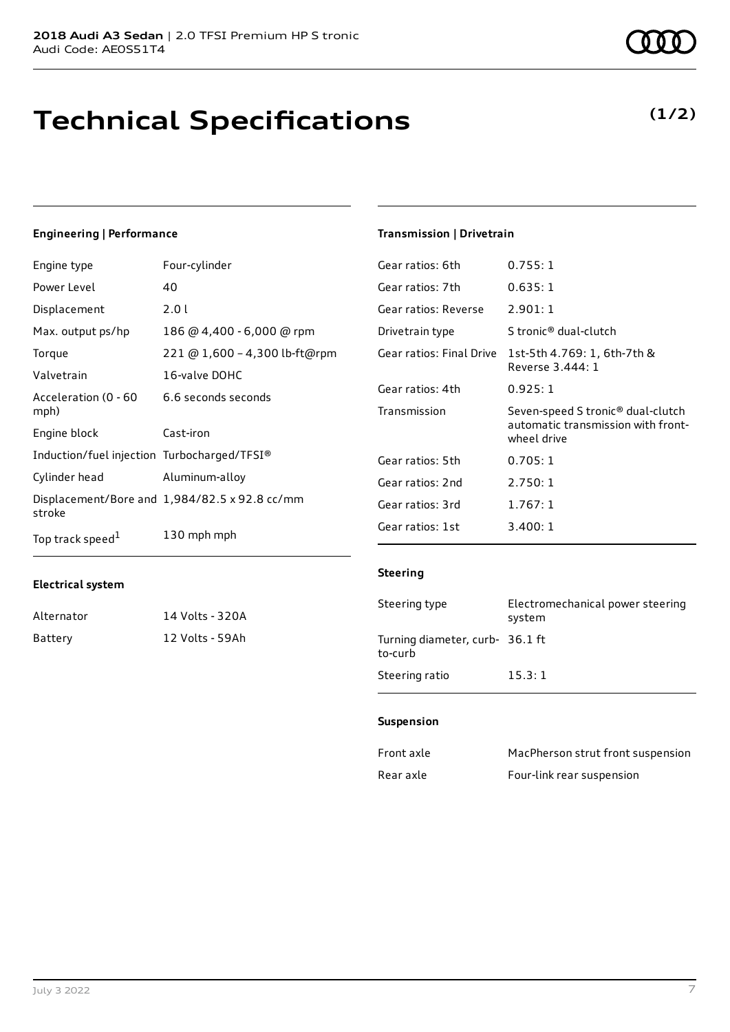# Technical Specifications

**(1/2)**

### Engineering | Performance

| | |
|---|---|
| Engine type | Four-cylinder |
| Power Level | 40 |
| Displacement | 2.0 l |
| Max. output ps/hp | 186 @ 4,400 - 6,000 @ rpm |
| Torque | 221 @ 1,600 – 4,300 lb-ft@rpm |
| Valvetrain | 16-valve DOHC |
| Acceleration (0 - 60 mph) | 6.6 seconds seconds |
| Engine block | Cast-iron |
| Induction/fuel injection | Turbocharged/TFSI® |
| Cylinder head | Aluminum-alloy |
| Displacement/Bore and stroke | 1,984/82.5 x 92.8 cc/mm |
| Top track speed[1] | 130 mph mph |

### Electrical system

| | |
|---|---|
| Alternator | 14 Volts - 320A |
| Battery | 12 Volts - 59Ah |

### Transmission | Drivetrain

| | |
|---|---|
| Gear ratios: 6th | 0.755: 1 |
| Gear ratios: 7th | 0.635: 1 |
| Gear ratios: Reverse | 2.901: 1 |
| Drivetrain type | S tronic® dual-clutch |
| Gear ratios: Final Drive | 1st-5th 4.769: 1, 6th-7th & Reverse 3.444: 1 |
| Gear ratios: 4th | 0.925: 1 |
| Transmission | Seven-speed S tronic® dual-clutch automatic transmission with front-wheel drive |
| Gear ratios: 5th | 0.705: 1 |
| Gear ratios: 2nd | 2.750: 1 |
| Gear ratios: 3rd | 1.767: 1 |
| Gear ratios: 1st | 3.400: 1 |

### Steering

| | |
|---|---|
| Steering type | Electromechanical power steering system |
| Turning diameter, curb-to-curb | 36.1 ft |
| Steering ratio | 15.3: 1 |

### Suspension

| | |
|---|---|
| Front axle | MacPherson strut front suspension |
| Rear axle | Four-link rear suspension |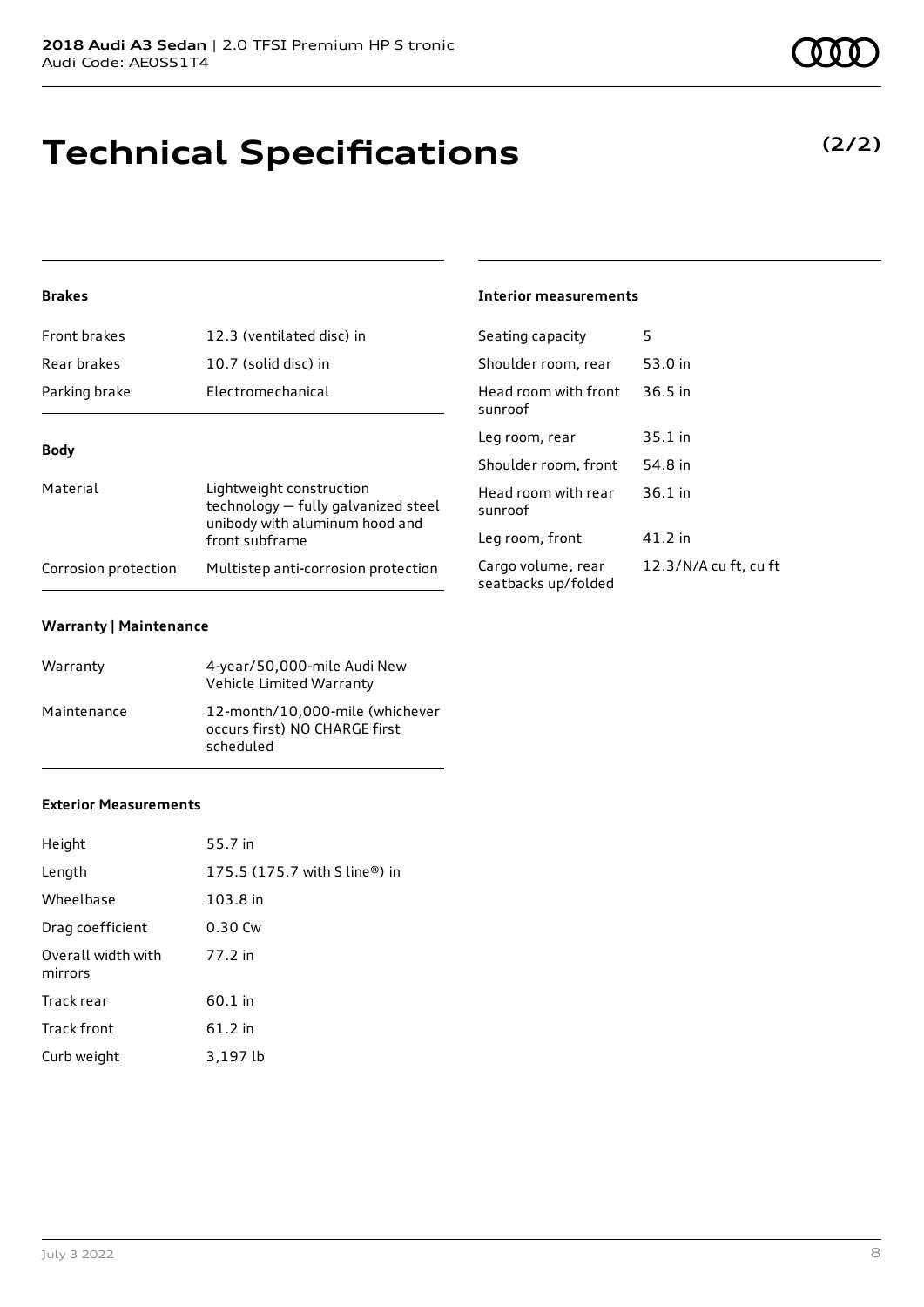# Technical Specifications

**(2/2)**

#### Brakes

| | |
|---|---|
| Front brakes | 12.3 (ventilated disc) in |
| Rear brakes | 10.7 (solid disc) in |
| Parking brake | Electromechanical |

#### Body

| | |
|---|---|
| Material | Lightweight construction technology — fully galvanized steel unibody with aluminum hood and front subframe |
| Corrosion protection | Multistep anti-corrosion protection |

#### Warranty | Maintenance

| | |
|---|---|
| Warranty | 4-year/50,000-mile Audi New Vehicle Limited Warranty |
| Maintenance | 12-month/10,000-mile (whichever occurs first) NO CHARGE first scheduled |

#### Exterior Measurements

| | |
|---|---|
| Height | 55.7 in |
| Length | 175.5 (175.7 with S line®) in |
| Wheelbase | 103.8 in |
| Drag coefficient | 0.30 Cw |
| Overall width with mirrors | 77.2 in |
| Track rear | 60.1 in |
| Track front | 61.2 in |
| Curb weight | 3,197 lb |

#### Interior measurements

| | |
|---|---|
| Seating capacity | 5 |
| Shoulder room, rear | 53.0 in |
| Head room with front sunroof | 36.5 in |
| Leg room, rear | 35.1 in |
| Shoulder room, front | 54.8 in |
| Head room with rear sunroof | 36.1 in |
| Leg room, front | 41.2 in |
| Cargo volume, rear seatbacks up/folded | 12.3/N/A cu ft, cu ft |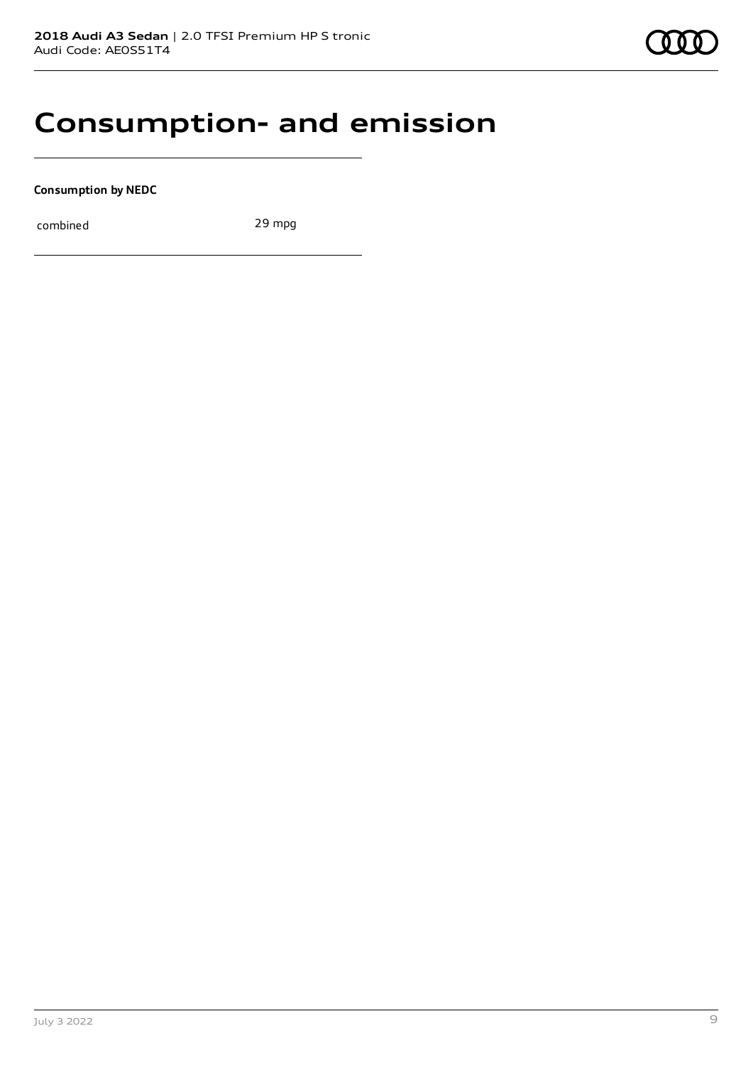# Consumption- and emission

**Consumption by NEDC**

| combined | 29 mpg |
| --- | --- |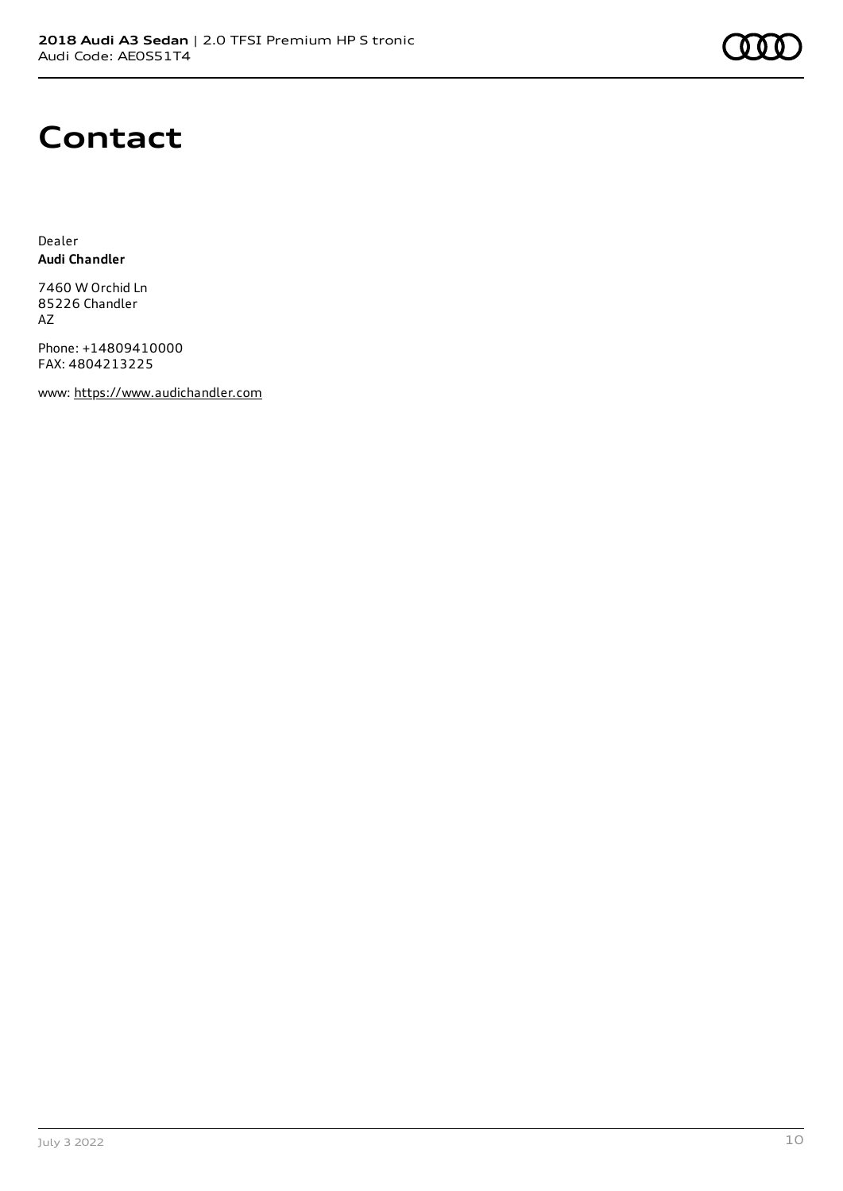# Contact

Dealer
**Audi Chandler**

7460 W Orchid Ln
85226 Chandler
AZ

Phone: +14809410000
FAX: 4804213225

www: https://www.audichandler.com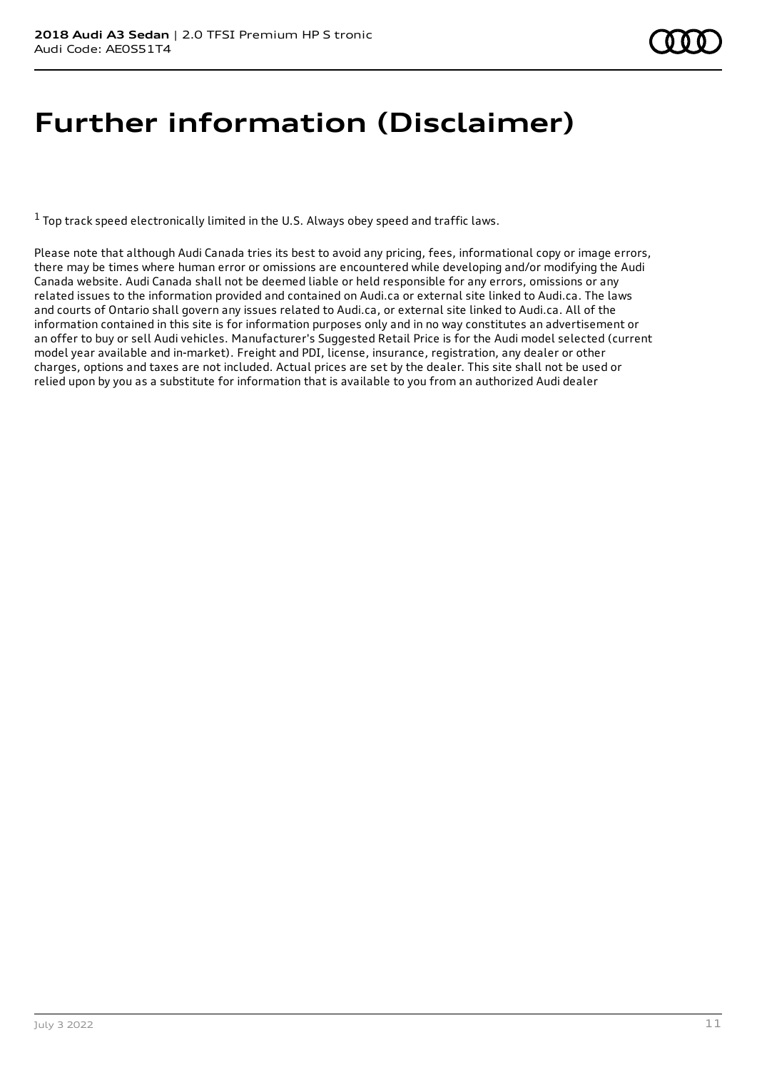# Further information (Disclaimer)

[1] Top track speed electronically limited in the U.S. Always obey speed and traffic laws.

Please note that although Audi Canada tries its best to avoid any pricing, fees, informational copy or image errors, there may be times where human error or omissions are encountered while developing and/or modifying the Audi Canada website. Audi Canada shall not be deemed liable or held responsible for any errors, omissions or any related issues to the information provided and contained on Audi.ca or external site linked to Audi.ca. The laws and courts of Ontario shall govern any issues related to Audi.ca, or external site linked to Audi.ca. All of the information contained in this site is for information purposes only and in no way constitutes an advertisement or an offer to buy or sell Audi vehicles. Manufacturer's Suggested Retail Price is for the Audi model selected (current model year available and in-market). Freight and PDI, license, insurance, registration, any dealer or other charges, options and taxes are not included. Actual prices are set by the dealer. This site shall not be used or relied upon by you as a substitute for information that is available to you from an authorized Audi dealer